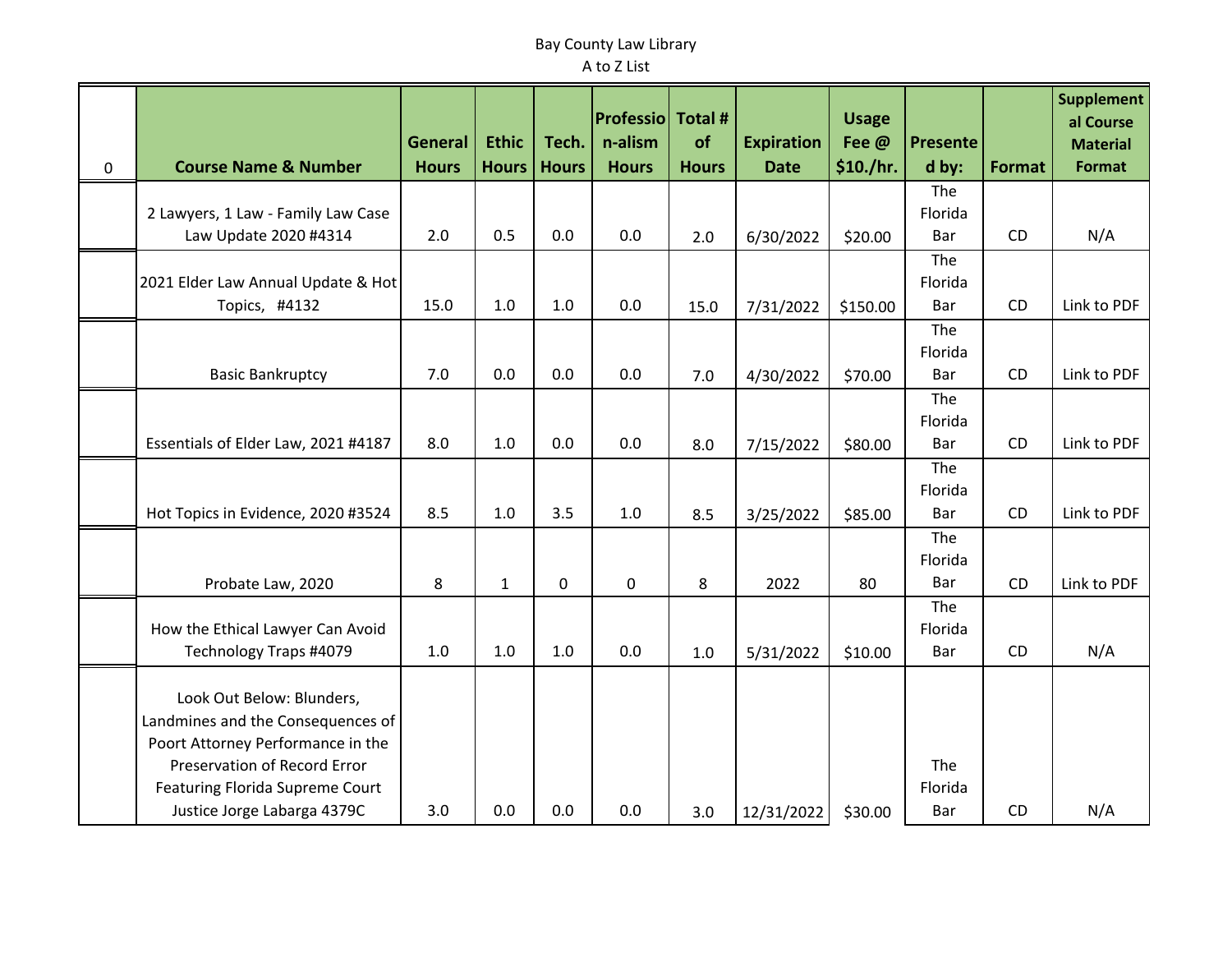Bay County Law Library

A to Z List

| 0 | Course Name & Number | General Hours | Ethic Hours | Tech. Hours | Profession-alism Hours | Total # of Hours | Expiration Date | Usage Fee @ $10./hr. | Presented by: | Format | Supplemental Course Material Format |
|---|---|---|---|---|---|---|---|---|---|---|---|
| | 2 Lawyers, 1 Law - Family Law Case Law Update 2020 #4314 | 2.0 | 0.5 | 0.0 | 0.0 | 2.0 | 6/30/2022 | $20.00 | The Florida Bar | CD | N/A |
| | 2021 Elder Law Annual Update & Hot Topics, #4132 | 15.0 | 1.0 | 1.0 | 0.0 | 15.0 | 7/31/2022 | $150.00 | The Florida Bar | CD | Link to PDF |
| | Basic Bankruptcy | 7.0 | 0.0 | 0.0 | 0.0 | 7.0 | 4/30/2022 | $70.00 | The Florida Bar | CD | Link to PDF |
| | Essentials of Elder Law, 2021 #4187 | 8.0 | 1.0 | 0.0 | 0.0 | 8.0 | 7/15/2022 | $80.00 | The Florida Bar | CD | Link to PDF |
| | Hot Topics in Evidence, 2020 #3524 | 8.5 | 1.0 | 3.5 | 1.0 | 8.5 | 3/25/2022 | $85.00 | The Florida Bar | CD | Link to PDF |
| | Probate Law, 2020 | 8 | 1 | 0 | 0 | 8 | 2022 | 80 | The Florida Bar | CD | Link to PDF |
| | How the Ethical Lawyer Can Avoid Technology Traps #4079 | 1.0 | 1.0 | 1.0 | 0.0 | 1.0 | 5/31/2022 | $10.00 | The Florida Bar | CD | N/A |
| | Look Out Below: Blunders, Landmines and the Consequences of Poort Attorney Performance in the Preservation of Record Error Featuring Florida Supreme Court Justice Jorge Labarga 4379C | 3.0 | 0.0 | 0.0 | 0.0 | 3.0 | 12/31/2022 | $30.00 | The Florida Bar | CD | N/A |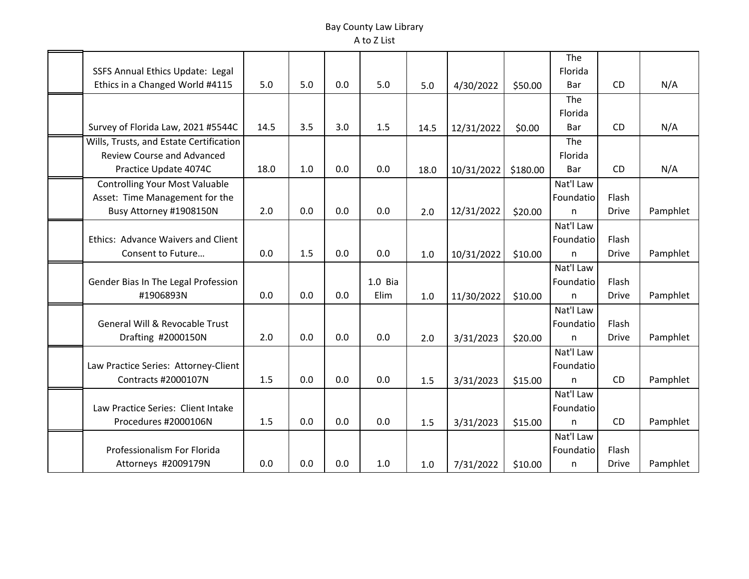Bay County Law Library
A to Z List

| | | | | | | | | | | | |
|---|---|---|---|---|---|---|---|---|---|---|---|
| | SSFS Annual Ethics Update: Legal Ethics in a Changed World #4115 | 5.0 | 5.0 | 0.0 | 5.0 | 5.0 | 4/30/2022 | $50.00 | The Florida Bar | CD | N/A |
| | Survey of Florida Law, 2021 #5544C | 14.5 | 3.5 | 3.0 | 1.5 | 14.5 | 12/31/2022 | $0.00 | The Florida Bar | CD | N/A |
| | Wills, Trusts, and Estate Certification Review Course and Advanced Practice Update 4074C | 18.0 | 1.0 | 0.0 | 0.0 | 18.0 | 10/31/2022 | $180.00 | The Florida Bar | CD | N/A |
| | Controlling Your Most Valuable Asset: Time Management for the Busy Attorney #1908150N | 2.0 | 0.0 | 0.0 | 0.0 | 2.0 | 12/31/2022 | $20.00 | Nat'l Law Foundation | Flash Drive | Pamphlet |
| | Ethics: Advance Waivers and Client Consent to Future… | 0.0 | 1.5 | 0.0 | 0.0 | 1.0 | 10/31/2022 | $10.00 | Nat'l Law Foundation | Flash Drive | Pamphlet |
| | Gender Bias In The Legal Profession #1906893N | 0.0 | 0.0 | 0.0 | 1.0 Bia Elim | 1.0 | 11/30/2022 | $10.00 | Nat'l Law Foundation | Flash Drive | Pamphlet |
| | General Will & Revocable Trust Drafting #2000150N | 2.0 | 0.0 | 0.0 | 0.0 | 2.0 | 3/31/2023 | $20.00 | Nat'l Law Foundation | Flash Drive | Pamphlet |
| | Law Practice Series: Attorney-Client Contracts #2000107N | 1.5 | 0.0 | 0.0 | 0.0 | 1.5 | 3/31/2023 | $15.00 | Nat'l Law Foundation | CD | Pamphlet |
| | Law Practice Series: Client Intake Procedures #2000106N | 1.5 | 0.0 | 0.0 | 0.0 | 1.5 | 3/31/2023 | $15.00 | Nat'l Law Foundation | CD | Pamphlet |
| | Professionalism For Florida Attorneys #2009179N | 0.0 | 0.0 | 0.0 | 1.0 | 1.0 | 7/31/2022 | $10.00 | Nat'l Law Foundation | Flash Drive | Pamphlet |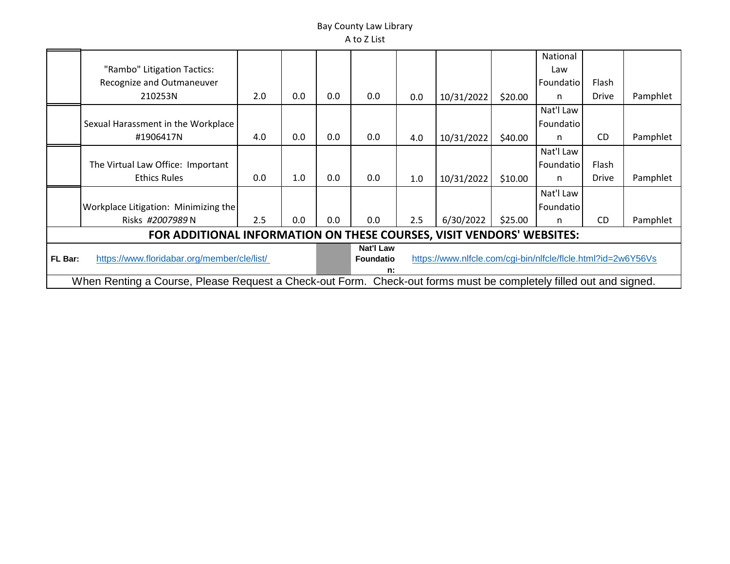Bay County Law Library
A to Z List

| | | | | | | | | | | | |
|---|---|---|---|---|---|---|---|---|---|---|---|
| | "Rambo" Litigation Tactics: Recognize and Outmaneuver 210253N | 2.0 | 0.0 | 0.0 | 0.0 | 0.0 | 10/31/2022 | $20.00 | National Law Foundation | Flash Drive | Pamphlet |
| | Sexual Harassment in the Workplace #1906417N | 4.0 | 0.0 | 0.0 | 0.0 | 4.0 | 10/31/2022 | $40.00 | Nat'l Law Foundation | CD | Pamphlet |
| | The Virtual Law Office: Important Ethics Rules | 0.0 | 1.0 | 0.0 | 0.0 | 1.0 | 10/31/2022 | $10.00 | Nat'l Law Foundation | Flash Drive | Pamphlet |
| | Workplace Litigation: Minimizing the Risks *#2007989* N | 2.5 | 0.0 | 0.0 | 0.0 | 2.5 | 6/30/2022 | $25.00 | Nat'l Law Foundation | CD | Pamphlet |

**FOR ADDITIONAL INFORMATION ON THESE COURSES, VISIT VENDORS' WEBSITES:**

**FL Bar:** https://www.floridabar.org/member/cle/list/

**Nat'l Law Foundation:** https://www.nlfcle.com/cgi-bin/nlfcle/flcle.html?id=2w6Y56Vs

When Renting a Course, Please Request a Check-out Form. Check-out forms must be completely filled out and signed.